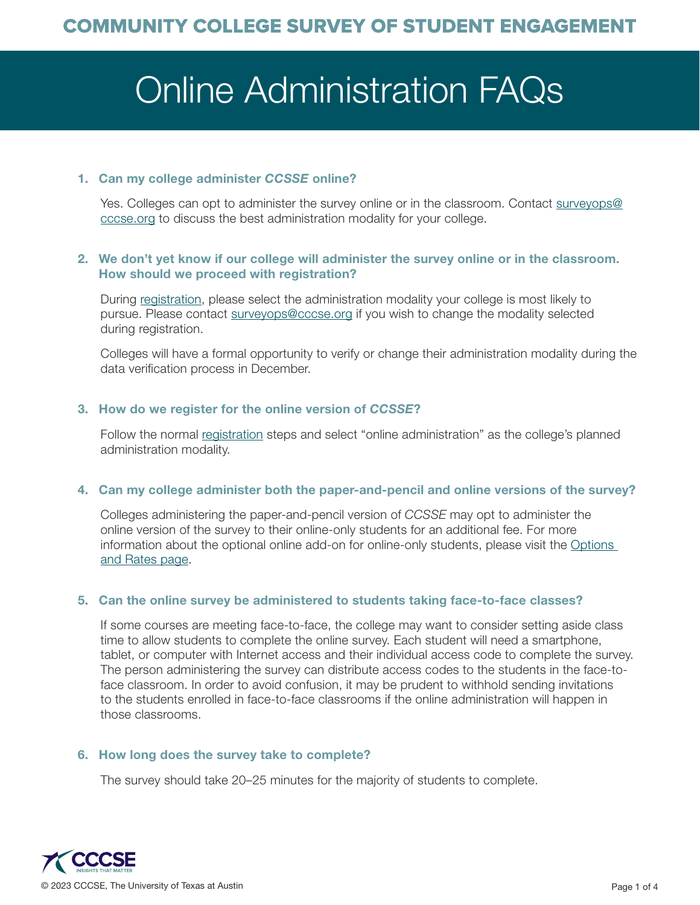# COMMUNITY COLLEGE SURVEY OF STUDENT ENGAGEMENT

# Online Administration FAQs

1. **Can my college administer *CCSSE* online?**

   Yes. Colleges can opt to administer the survey online or in the classroom. Contact surveyops@cccse.org to discuss the best administration modality for your college.

2. **We don't yet know if our college will administer the survey online or in the classroom. How should we proceed with registration?**

   During registration, please select the administration modality your college is most likely to pursue. Please contact surveyops@cccse.org if you wish to change the modality selected during registration.

   Colleges will have a formal opportunity to verify or change their administration modality during the data verification process in December.

3. **How do we register for the online version of *CCSSE*?**

   Follow the normal registration steps and select "online administration" as the college's planned administration modality.

4. **Can my college administer both the paper-and-pencil and online versions of the survey?**

   Colleges administering the paper-and-pencil version of *CCSSE* may opt to administer the online version of the survey to their online-only students for an additional fee. For more information about the optional online add-on for online-only students, please visit the Options and Rates page.

5. **Can the online survey be administered to students taking face-to-face classes?**

   If some courses are meeting face-to-face, the college may want to consider setting aside class time to allow students to complete the online survey. Each student will need a smartphone, tablet, or computer with Internet access and their individual access code to complete the survey. The person administering the survey can distribute access codes to the students in the face-to-face classroom. In order to avoid confusion, it may be prudent to withhold sending invitations to the students enrolled in face-to-face classrooms if the online administration will happen in those classrooms.

6. **How long does the survey take to complete?**

   The survey should take 20–25 minutes for the majority of students to complete.

© 2023 CCCSE, The University of Texas at Austin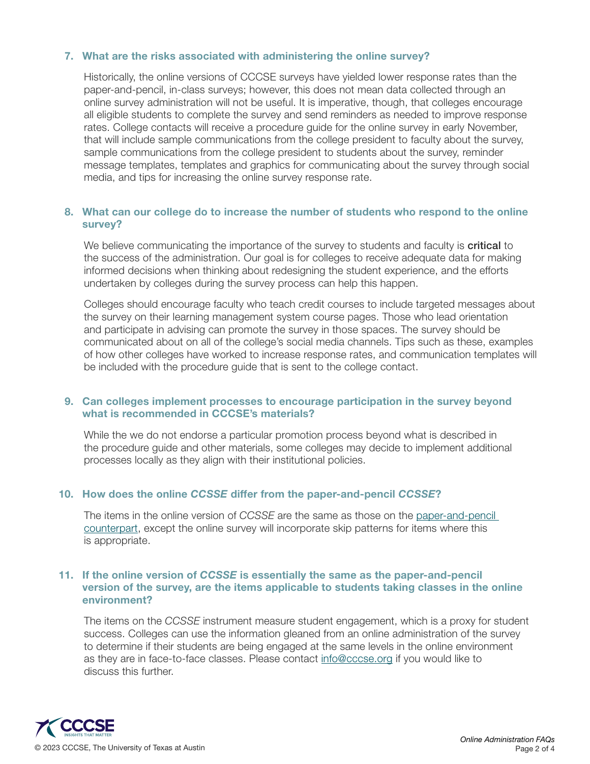### 7. What are the risks associated with administering the online survey?

Historically, the online versions of CCCSE surveys have yielded lower response rates than the paper-and-pencil, in-class surveys; however, this does not mean data collected through an online survey administration will not be useful. It is imperative, though, that colleges encourage all eligible students to complete the survey and send reminders as needed to improve response rates. College contacts will receive a procedure guide for the online survey in early November, that will include sample communications from the college president to faculty about the survey, sample communications from the college president to students about the survey, reminder message templates, templates and graphics for communicating about the survey through social media, and tips for increasing the online survey response rate.

### 8. What can our college do to increase the number of students who respond to the online survey?

We believe communicating the importance of the survey to students and faculty is **critical** to the success of the administration. Our goal is for colleges to receive adequate data for making informed decisions when thinking about redesigning the student experience, and the efforts undertaken by colleges during the survey process can help this happen.

Colleges should encourage faculty who teach credit courses to include targeted messages about the survey on their learning management system course pages. Those who lead orientation and participate in advising can promote the survey in those spaces. The survey should be communicated about on all of the college's social media channels. Tips such as these, examples of how other colleges have worked to increase response rates, and communication templates will be included with the procedure guide that is sent to the college contact.

### 9. Can colleges implement processes to encourage participation in the survey beyond what is recommended in CCCSE's materials?

While the we do not endorse a particular promotion process beyond what is described in the procedure guide and other materials, some colleges may decide to implement additional processes locally as they align with their institutional policies.

### 10. How does the online *CCSSE* differ from the paper-and-pencil *CCSSE*?

The items in the online version of *CCSSE* are the same as those on the paper-and-pencil counterpart, except the online survey will incorporate skip patterns for items where this is appropriate.

### 11. If the online version of *CCSSE* is essentially the same as the paper-and-pencil version of the survey, are the items applicable to students taking classes in the online environment?

The items on the *CCSSE* instrument measure student engagement, which is a proxy for student success. Colleges can use the information gleaned from an online administration of the survey to determine if their students are being engaged at the same levels in the online environment as they are in face-to-face classes. Please contact info@cccse.org if you would like to discuss this further.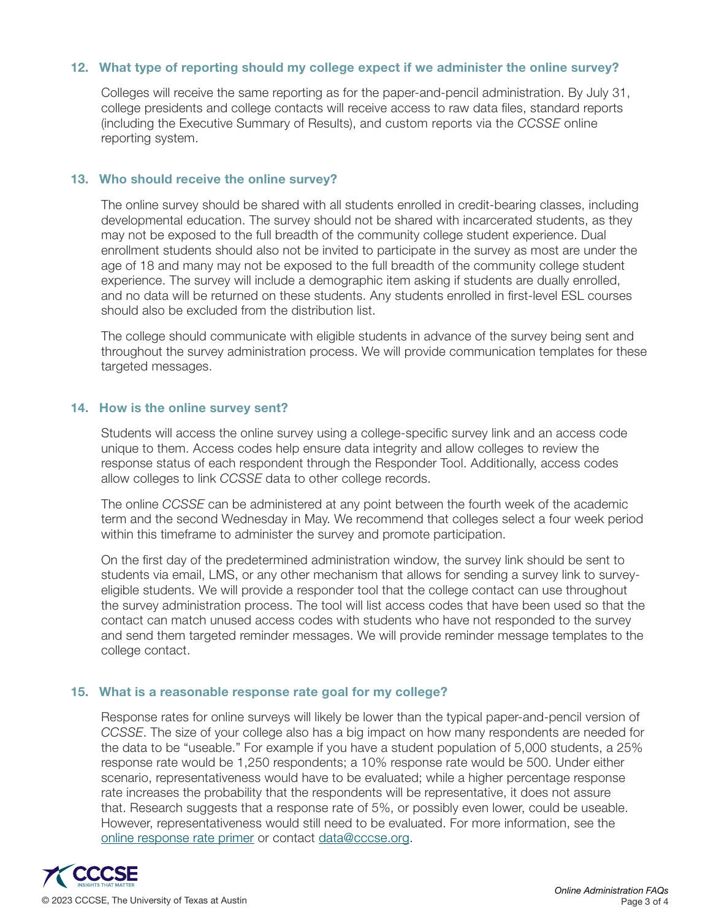### 12. What type of reporting should my college expect if we administer the online survey?

Colleges will receive the same reporting as for the paper-and-pencil administration. By July 31, college presidents and college contacts will receive access to raw data files, standard reports (including the Executive Summary of Results), and custom reports via the *CCSSE* online reporting system.

### 13. Who should receive the online survey?

The online survey should be shared with all students enrolled in credit-bearing classes, including developmental education. The survey should not be shared with incarcerated students, as they may not be exposed to the full breadth of the community college student experience. Dual enrollment students should also not be invited to participate in the survey as most are under the age of 18 and many may not be exposed to the full breadth of the community college student experience. The survey will include a demographic item asking if students are dually enrolled, and no data will be returned on these students. Any students enrolled in first-level ESL courses should also be excluded from the distribution list.

The college should communicate with eligible students in advance of the survey being sent and throughout the survey administration process. We will provide communication templates for these targeted messages.

### 14. How is the online survey sent?

Students will access the online survey using a college-specific survey link and an access code unique to them. Access codes help ensure data integrity and allow colleges to review the response status of each respondent through the Responder Tool. Additionally, access codes allow colleges to link *CCSSE* data to other college records.

The online *CCSSE* can be administered at any point between the fourth week of the academic term and the second Wednesday in May. We recommend that colleges select a four week period within this timeframe to administer the survey and promote participation.

On the first day of the predetermined administration window, the survey link should be sent to students via email, LMS, or any other mechanism that allows for sending a survey link to survey-eligible students. We will provide a responder tool that the college contact can use throughout the survey administration process. The tool will list access codes that have been used so that the contact can match unused access codes with students who have not responded to the survey and send them targeted reminder messages. We will provide reminder message templates to the college contact.

### 15. What is a reasonable response rate goal for my college?

Response rates for online surveys will likely be lower than the typical paper-and-pencil version of *CCSSE*. The size of your college also has a big impact on how many respondents are needed for the data to be "useable." For example if you have a student population of 5,000 students, a 25% response rate would be 1,250 respondents; a 10% response rate would be 500. Under either scenario, representativeness would have to be evaluated; while a higher percentage response rate increases the probability that the respondents will be representative, it does not assure that. Research suggests that a response rate of 5%, or possibly even lower, could be useable. However, representativeness would still need to be evaluated. For more information, see the online response rate primer or contact data@cccse.org.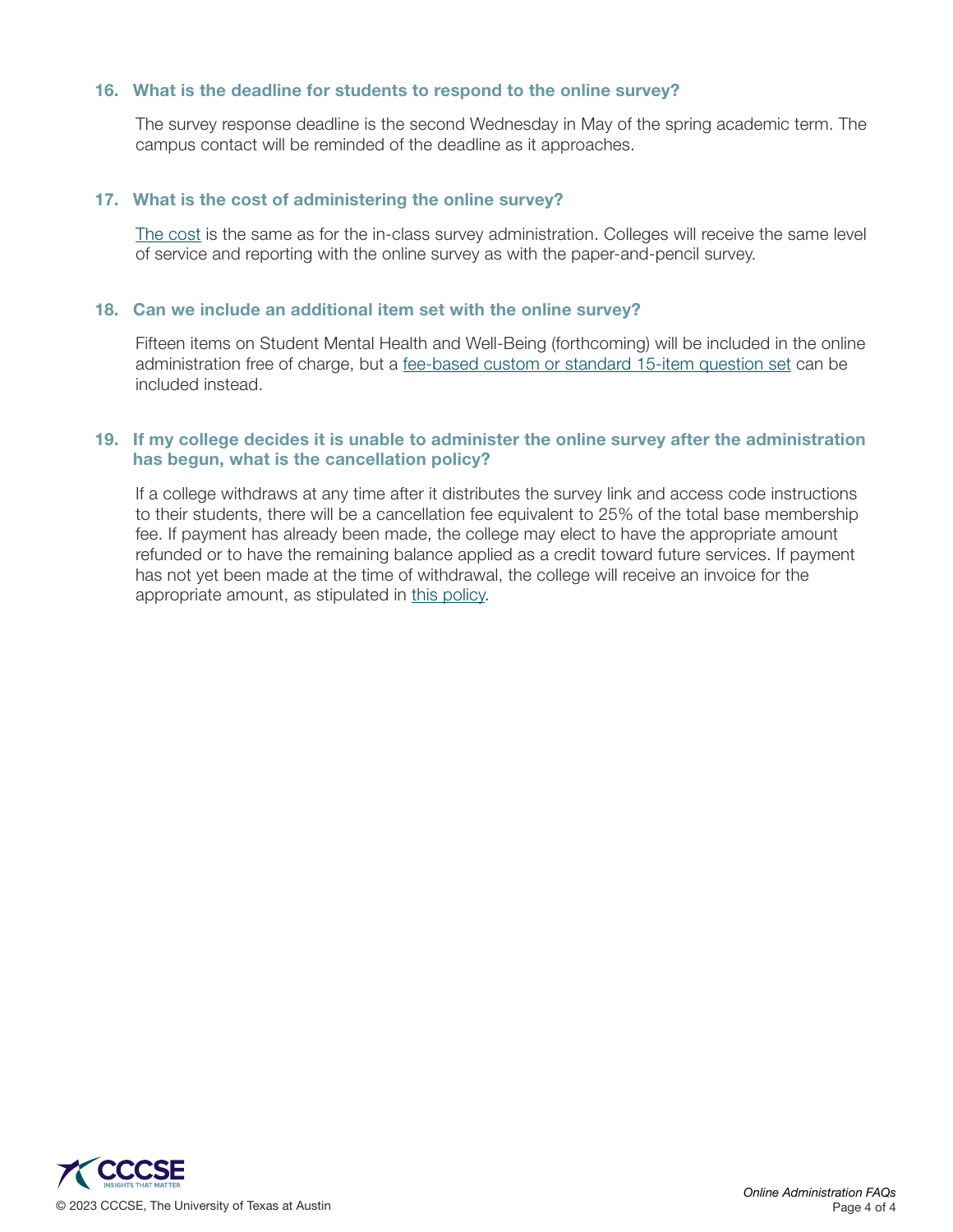### 16. What is the deadline for students to respond to the online survey?

The survey response deadline is the second Wednesday in May of the spring academic term. The campus contact will be reminded of the deadline as it approaches.

### 17. What is the cost of administering the online survey?

The cost is the same as for the in-class survey administration. Colleges will receive the same level of service and reporting with the online survey as with the paper-and-pencil survey.

### 18. Can we include an additional item set with the online survey?

Fifteen items on Student Mental Health and Well-Being (forthcoming) will be included in the online administration free of charge, but a fee-based custom or standard 15-item question set can be included instead.

### 19. If my college decides it is unable to administer the online survey after the administration has begun, what is the cancellation policy?

If a college withdraws at any time after it distributes the survey link and access code instructions to their students, there will be a cancellation fee equivalent to 25% of the total base membership fee. If payment has already been made, the college may elect to have the appropriate amount refunded or to have the remaining balance applied as a credit toward future services. If payment has not yet been made at the time of withdrawal, the college will receive an invoice for the appropriate amount, as stipulated in this policy.

© 2023 CCCSE, The University of Texas at Austin